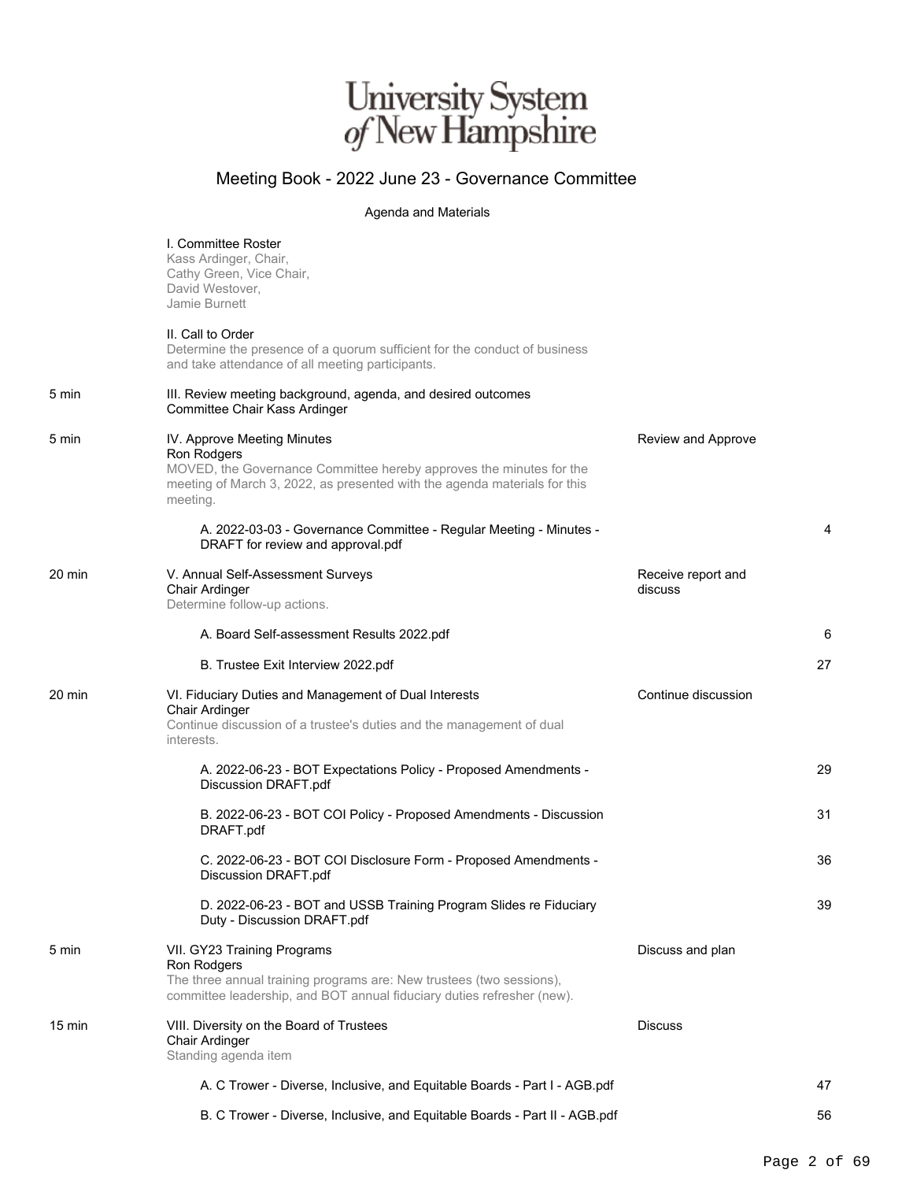# University System of New Hampshire

## Meeting Book - 2022 June 23 - Governance Committee

Agenda and Materials

| Time | Item | Action | Page |
|---|---|---|---|
| | I. Committee Roster<br>Kass Ardinger, Chair,<br>Cathy Green, Vice Chair,<br>David Westover,<br>Jamie Burnett | | |
| | II. Call to Order<br>Determine the presence of a quorum sufficient for the conduct of business and take attendance of all meeting participants. | | |
| 5 min | III. Review meeting background, agenda, and desired outcomes<br>Committee Chair Kass Ardinger | | |
| 5 min | IV. Approve Meeting Minutes<br>Ron Rodgers<br>MOVED, the Governance Committee hereby approves the minutes for the meeting of March 3, 2022, as presented with the agenda materials for this meeting. | Review and Approve | |
| | A. 2022-03-03 - Governance Committee - Regular Meeting - Minutes - DRAFT for review and approval.pdf | | 4 |
| 20 min | V. Annual Self-Assessment Surveys<br>Chair Ardinger<br>Determine follow-up actions. | Receive report and discuss | |
| | A. Board Self-assessment Results 2022.pdf | | 6 |
| | B. Trustee Exit Interview 2022.pdf | | 27 |
| 20 min | VI. Fiduciary Duties and Management of Dual Interests<br>Chair Ardinger<br>Continue discussion of a trustee's duties and the management of dual interests. | Continue discussion | |
| | A. 2022-06-23 - BOT Expectations Policy - Proposed Amendments - Discussion DRAFT.pdf | | 29 |
| | B. 2022-06-23 - BOT COI Policy - Proposed Amendments - Discussion DRAFT.pdf | | 31 |
| | C. 2022-06-23 - BOT COI Disclosure Form - Proposed Amendments - Discussion DRAFT.pdf | | 36 |
| | D. 2022-06-23 - BOT and USSB Training Program Slides re Fiduciary Duty - Discussion DRAFT.pdf | | 39 |
| 5 min | VII. GY23 Training Programs<br>Ron Rodgers<br>The three annual training programs are: New trustees (two sessions), committee leadership, and BOT annual fiduciary duties refresher (new). | Discuss and plan | |
| 15 min | VIII. Diversity on the Board of Trustees<br>Chair Ardinger<br>Standing agenda item | Discuss | |
| | A. C Trower - Diverse, Inclusive, and Equitable Boards - Part I - AGB.pdf | | 47 |
| | B. C Trower - Diverse, Inclusive, and Equitable Boards - Part II - AGB.pdf | | 56 |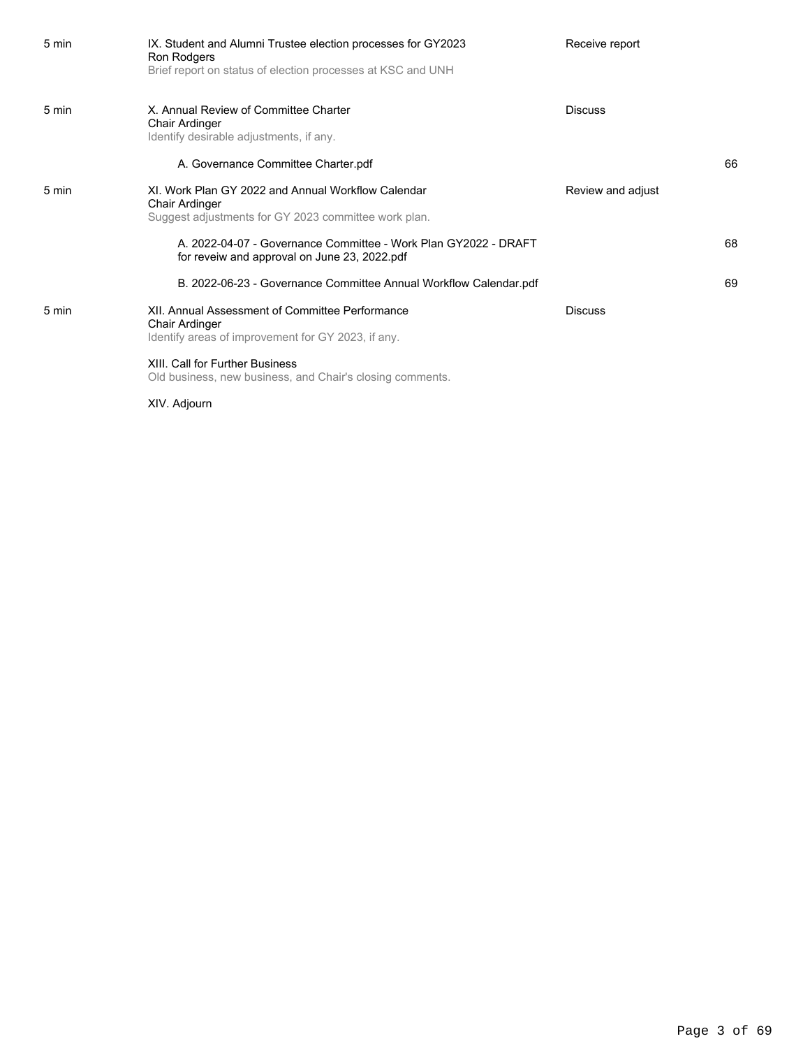| | | | |
|---|---|---|---|
| 5 min | IX. Student and Alumni Trustee election processes for GY2023<br>Ron Rodgers<br>Brief report on status of election processes at KSC and UNH | Receive report | |
| 5 min | X. Annual Review of Committee Charter<br>Chair Ardinger<br>Identify desirable adjustments, if any. | Discuss | |
| | A. Governance Committee Charter.pdf | | 66 |
| 5 min | XI. Work Plan GY 2022 and Annual Workflow Calendar<br>Chair Ardinger<br>Suggest adjustments for GY 2023 committee work plan. | Review and adjust | |
| | A. 2022-04-07 - Governance Committee - Work Plan GY2022 - DRAFT for reveiw and approval on June 23, 2022.pdf | | 68 |
| | B. 2022-06-23 - Governance Committee Annual Workflow Calendar.pdf | | 69 |
| 5 min | XII. Annual Assessment of Committee Performance<br>Chair Ardinger<br>Identify areas of improvement for GY 2023, if any. | Discuss | |
| | XIII. Call for Further Business<br>Old business, new business, and Chair's closing comments. | | |
| | XIV. Adjourn | | |